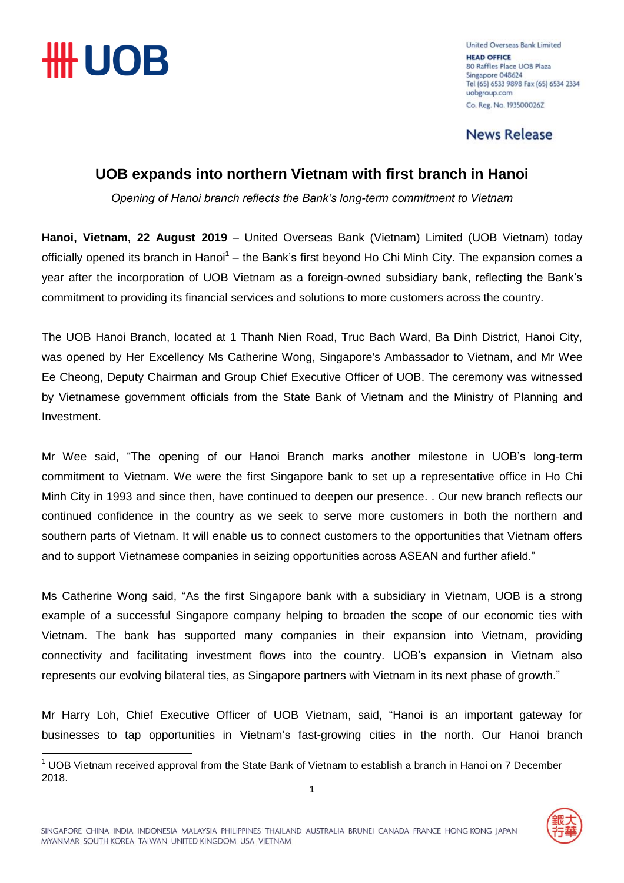United Overseas Bank Limited
**HEAD OFFICE**
80 Raffles Place UOB Plaza
Singapore 048624
Tel (65) 6533 9898 Fax (65) 6534 2334
uobgroup.com
Co. Reg. No. 193500026Z

**News Release**

# UOB expands into northern Vietnam with first branch in Hanoi

*Opening of Hanoi branch reflects the Bank's long-term commitment to Vietnam*

**Hanoi, Vietnam, 22 August 2019** – United Overseas Bank (Vietnam) Limited (UOB Vietnam) today officially opened its branch in Hanoi[1] – the Bank's first beyond Ho Chi Minh City. The expansion comes a year after the incorporation of UOB Vietnam as a foreign-owned subsidiary bank, reflecting the Bank's commitment to providing its financial services and solutions to more customers across the country.

The UOB Hanoi Branch, located at 1 Thanh Nien Road, Truc Bach Ward, Ba Dinh District, Hanoi City, was opened by Her Excellency Ms Catherine Wong, Singapore's Ambassador to Vietnam, and Mr Wee Ee Cheong, Deputy Chairman and Group Chief Executive Officer of UOB. The ceremony was witnessed by Vietnamese government officials from the State Bank of Vietnam and the Ministry of Planning and Investment.

Mr Wee said, "The opening of our Hanoi Branch marks another milestone in UOB's long-term commitment to Vietnam. We were the first Singapore bank to set up a representative office in Ho Chi Minh City in 1993 and since then, have continued to deepen our presence. . Our new branch reflects our continued confidence in the country as we seek to serve more customers in both the northern and southern parts of Vietnam. It will enable us to connect customers to the opportunities that Vietnam offers and to support Vietnamese companies in seizing opportunities across ASEAN and further afield."

Ms Catherine Wong said, "As the first Singapore bank with a subsidiary in Vietnam, UOB is a strong example of a successful Singapore company helping to broaden the scope of our economic ties with Vietnam. The bank has supported many companies in their expansion into Vietnam, providing connectivity and facilitating investment flows into the country. UOB's expansion in Vietnam also represents our evolving bilateral ties, as Singapore partners with Vietnam in its next phase of growth."

Mr Harry Loh, Chief Executive Officer of UOB Vietnam, said, "Hanoi is an important gateway for businesses to tap opportunities in Vietnam's fast-growing cities in the north. Our Hanoi branch

[1] UOB Vietnam received approval from the State Bank of Vietnam to establish a branch in Hanoi on 7 December 2018.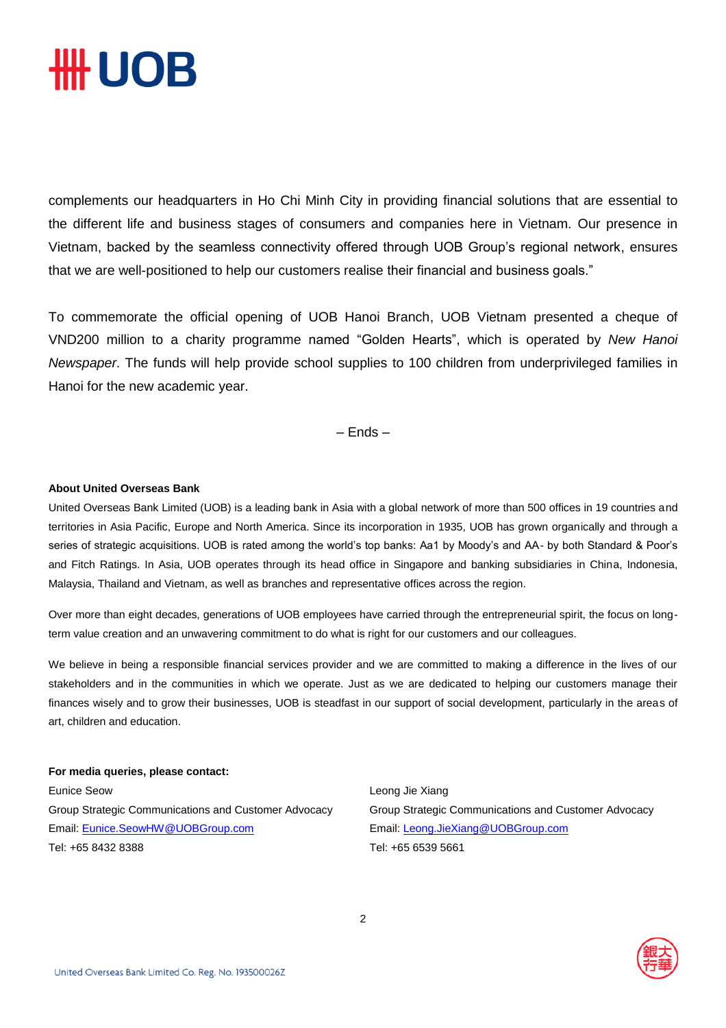complements our headquarters in Ho Chi Minh City in providing financial solutions that are essential to the different life and business stages of consumers and companies here in Vietnam. Our presence in Vietnam, backed by the seamless connectivity offered through UOB Group's regional network, ensures that we are well-positioned to help our customers realise their financial and business goals."

To commemorate the official opening of UOB Hanoi Branch, UOB Vietnam presented a cheque of VND200 million to a charity programme named "Golden Hearts", which is operated by *New Hanoi Newspaper*. The funds will help provide school supplies to 100 children from underprivileged families in Hanoi for the new academic year.

– Ends –

**About United Overseas Bank**

United Overseas Bank Limited (UOB) is a leading bank in Asia with a global network of more than 500 offices in 19 countries and territories in Asia Pacific, Europe and North America. Since its incorporation in 1935, UOB has grown organically and through a series of strategic acquisitions. UOB is rated among the world's top banks: Aa1 by Moody's and AA- by both Standard & Poor's and Fitch Ratings. In Asia, UOB operates through its head office in Singapore and banking subsidiaries in China, Indonesia, Malaysia, Thailand and Vietnam, as well as branches and representative offices across the region.

Over more than eight decades, generations of UOB employees have carried through the entrepreneurial spirit, the focus on long-term value creation and an unwavering commitment to do what is right for our customers and our colleagues.

We believe in being a responsible financial services provider and we are committed to making a difference in the lives of our stakeholders and in the communities in which we operate. Just as we are dedicated to helping our customers manage their finances wisely and to grow their businesses, UOB is steadfast in our support of social development, particularly in the areas of art, children and education.

**For media queries, please contact:**

Eunice Seow
Group Strategic Communications and Customer Advocacy
Email: Eunice.SeowHW@UOBGroup.com
Tel: +65 8432 8388

Leong Jie Xiang
Group Strategic Communications and Customer Advocacy
Email: Leong.JieXiang@UOBGroup.com
Tel: +65 6539 5661